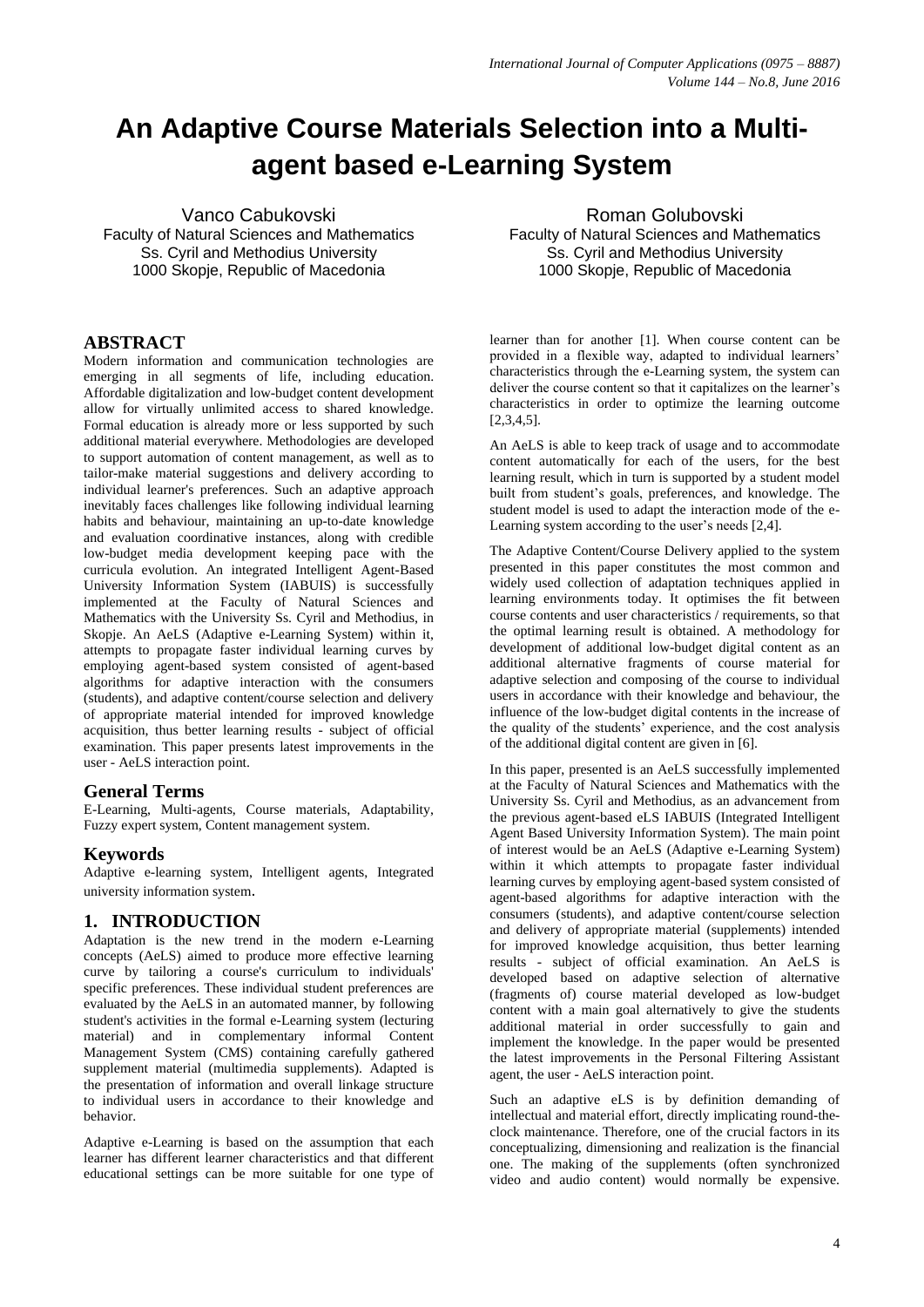# An Adaptive Course Materials Selection into a Multi-agent based e-Learning System

Vanco Cabukovski
Faculty of Natural Sciences and Mathematics
Ss. Cyril and Methodius University
1000 Skopje, Republic of Macedonia

Roman Golubovski
Faculty of Natural Sciences and Mathematics
Ss. Cyril and Methodius University
1000 Skopje, Republic of Macedonia

## ABSTRACT

Modern information and communication technologies are emerging in all segments of life, including education. Affordable digitalization and low-budget content development allow for virtually unlimited access to shared knowledge. Formal education is already more or less supported by such additional material everywhere. Methodologies are developed to support automation of content management, as well as to tailor-make material suggestions and delivery according to individual learner's preferences. Such an adaptive approach inevitably faces challenges like following individual learning habits and behaviour, maintaining an up-to-date knowledge and evaluation coordinative instances, along with credible low-budget media development keeping pace with the curricula evolution. An integrated Intelligent Agent-Based University Information System (IABUIS) is successfully implemented at the Faculty of Natural Sciences and Mathematics with the University Ss. Cyril and Methodius, in Skopje. An AeLS (Adaptive e-Learning System) within it, attempts to propagate faster individual learning curves by employing agent-based system consisted of agent-based algorithms for adaptive interaction with the consumers (students), and adaptive content/course selection and delivery of appropriate material intended for improved knowledge acquisition, thus better learning results - subject of official examination. This paper presents latest improvements in the user - AeLS interaction point.

### General Terms

E-Learning, Multi-agents, Course materials, Adaptability, Fuzzy expert system, Content management system.

### Keywords

Adaptive e-learning system, Intelligent agents, Integrated university information system.

## 1. INTRODUCTION

Adaptation is the new trend in the modern e-Learning concepts (AeLS) aimed to produce more effective learning curve by tailoring a course's curriculum to individuals' specific preferences. These individual student preferences are evaluated by the AeLS in an automated manner, by following student's activities in the formal e-Learning system (lecturing material) and in complementary informal Content Management System (CMS) containing carefully gathered supplement material (multimedia supplements). Adapted is the presentation of information and overall linkage structure to individual users in accordance to their knowledge and behavior.

Adaptive e-Learning is based on the assumption that each learner has different learner characteristics and that different educational settings can be more suitable for one type of learner than for another [1]. When course content can be provided in a flexible way, adapted to individual learners' characteristics through the e-Learning system, the system can deliver the course content so that it capitalizes on the learner's characteristics in order to optimize the learning outcome [2,3,4,5].

An AeLS is able to keep track of usage and to accommodate content automatically for each of the users, for the best learning result, which in turn is supported by a student model built from student's goals, preferences, and knowledge. The student model is used to adapt the interaction mode of the e-Learning system according to the user's needs [2,4].

The Adaptive Content/Course Delivery applied to the system presented in this paper constitutes the most common and widely used collection of adaptation techniques applied in learning environments today. It optimises the fit between course contents and user characteristics / requirements, so that the optimal learning result is obtained. A methodology for development of additional low-budget digital content as an additional alternative fragments of course material for adaptive selection and composing of the course to individual users in accordance with their knowledge and behaviour, the influence of the low-budget digital contents in the increase of the quality of the students' experience, and the cost analysis of the additional digital content are given in [6].

In this paper, presented is an AeLS successfully implemented at the Faculty of Natural Sciences and Mathematics with the University Ss. Cyril and Methodius, as an advancement from the previous agent-based eLS IABUIS (Integrated Intelligent Agent Based University Information System). The main point of interest would be an AeLS (Adaptive e-Learning System) within it which attempts to propagate faster individual learning curves by employing agent-based system consisted of agent-based algorithms for adaptive interaction with the consumers (students), and adaptive content/course selection and delivery of appropriate material (supplements) intended for improved knowledge acquisition, thus better learning results - subject of official examination. An AeLS is developed based on adaptive selection of alternative (fragments of) course material developed as low-budget content with a main goal alternatively to give the students additional material in order successfully to gain and implement the knowledge. In the paper would be presented the latest improvements in the Personal Filtering Assistant agent, the user - AeLS interaction point.

Such an adaptive eLS is by definition demanding of intellectual and material effort, directly implicating round-the-clock maintenance. Therefore, one of the crucial factors in its conceptualizing, dimensioning and realization is the financial one. The making of the supplements (often synchronized video and audio content) would normally be expensive.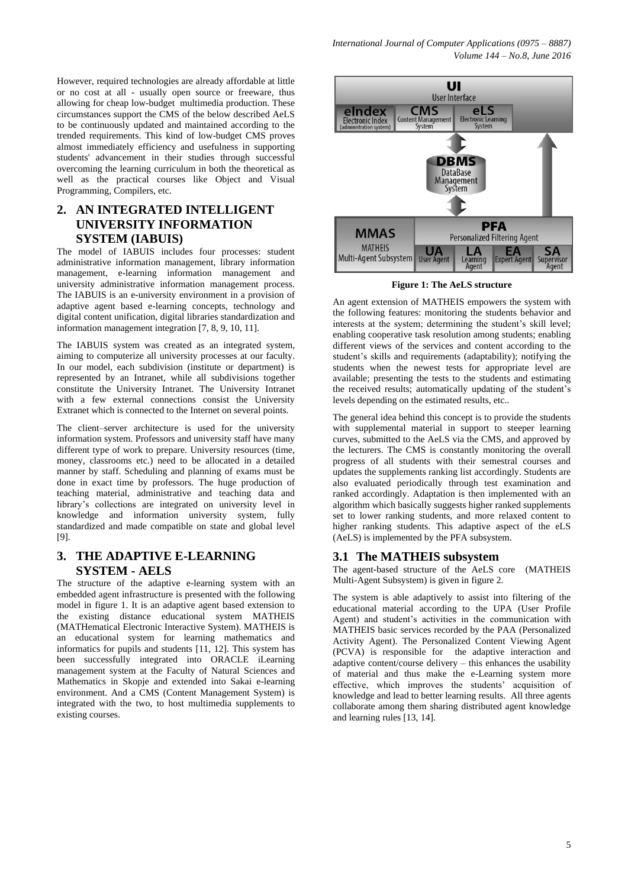However, required technologies are already affordable at little or no cost at all - usually open source or freeware, thus allowing for cheap low-budget multimedia production. These circumstances support the CMS of the below described AeLS to be continuously updated and maintained according to the trended requirements. This kind of low-budget CMS proves almost immediately efficiency and usefulness in supporting students' advancement in their studies through successful overcoming the learning curriculum in both the theoretical as well as the practical courses like Object and Visual Programming, Compilers, etc.

## 2. AN INTEGRATED INTELLIGENT UNIVERSITY INFORMATION SYSTEM (IABUIS)

The model of IABUIS includes four processes: student administrative information management, library information management, e-learning information management and university administrative information management process. The IABUIS is an e-university environment in a provision of adaptive agent based e-learning concepts, technology and digital content unification, digital libraries standardization and information management integration [7, 8, 9, 10, 11].

The IABUIS system was created as an integrated system, aiming to computerize all university processes at our faculty. In our model, each subdivision (institute or department) is represented by an Intranet, while all subdivisions together constitute the University Intranet. The University Intranet with a few external connections consist the University Extranet which is connected to the Internet on several points.

The client–server architecture is used for the university information system. Professors and university staff have many different type of work to prepare. University resources (time, money, classrooms etc.) need to be allocated in a detailed manner by staff. Scheduling and planning of exams must be done in exact time by professors. The huge production of teaching material, administrative and teaching data and library's collections are integrated on university level in knowledge and information university system, fully standardized and made compatible on state and global level [9].

## 3. THE ADAPTIVE E-LEARNING SYSTEM - AELS

The structure of the adaptive e-learning system with an embedded agent infrastructure is presented with the following model in figure 1. It is an adaptive agent based extension to the existing distance educational system MATHEIS (MATHematical Electronic Interactive System). MATHEIS is an educational system for learning mathematics and informatics for pupils and students [11, 12]. This system has been successfully integrated into ORACLE iLearning management system at the Faculty of Natural Sciences and Mathematics in Skopje and extended into Sakai e-learning environment. And a CMS (Content Management System) is integrated with the two, to host multimedia supplements to existing courses.

UI
User Interface
eIndex
Electronic Index
(administration system)
CMS
Content Management
System
eLS
Electronic Learning
System
DBMS
DataBase
Management
System
MMAS
MATHEIS
Multi-Agent Subsystem
PFA
Personalized Filtering Agent
UA
User Agent
LA
Learning
Agent
EA
Expert Agent
SA
Supervisor
Agent

**Figure 1: The AeLS structure**

An agent extension of MATHEIS empowers the system with the following features: monitoring the students behavior and interests at the system; determining the student's skill level; enabling cooperative task resolution among students; enabling different views of the services and content according to the student's skills and requirements (adaptability); notifying the students when the newest tests for appropriate level are available; presenting the tests to the students and estimating the received results; automatically updating of the student's levels depending on the estimated results, etc..

The general idea behind this concept is to provide the students with supplemental material in support to steeper learning curves, submitted to the AeLS via the CMS, and approved by the lecturers. The CMS is constantly monitoring the overall progress of all students with their semestral courses and updates the supplements ranking list accordingly. Students are also evaluated periodically through test examination and ranked accordingly. Adaptation is then implemented with an algorithm which basically suggests higher ranked supplements set to lower ranking students, and more relaxed content to higher ranking students. This adaptive aspect of the eLS (AeLS) is implemented by the PFA subsystem.

### 3.1 The MATHEIS subsystem

The agent-based structure of the AeLS core (MATHEIS Multi-Agent Subsystem) is given in figure 2.

The system is able adaptively to assist into filtering of the educational material according to the UPA (User Profile Agent) and student's activities in the communication with MATHEIS basic services recorded by the PAA (Personalized Activity Agent). The Personalized Content Viewing Agent (PCVA) is responsible for the adaptive interaction and adaptive content/course delivery – this enhances the usability of material and thus make the e-Learning system more effective, which improves the students' acquisition of knowledge and lead to better learning results. All three agents collaborate among them sharing distributed agent knowledge and learning rules [13, 14].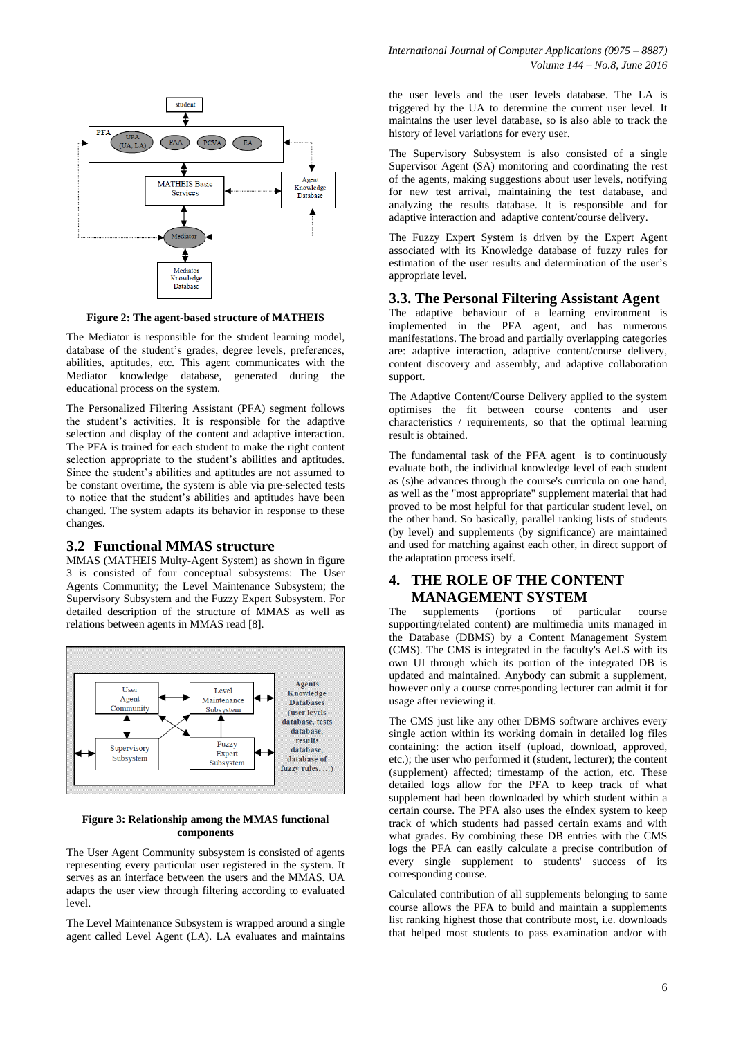**Figure 2: The agent-based structure of MATHEIS**

The Mediator is responsible for the student learning model, database of the student's grades, degree levels, preferences, abilities, aptitudes, etc. This agent communicates with the Mediator knowledge database, generated during the educational process on the system.

The Personalized Filtering Assistant (PFA) segment follows the student's activities. It is responsible for the adaptive selection and display of the content and adaptive interaction. The PFA is trained for each student to make the right content selection appropriate to the student's abilities and aptitudes. Since the student's abilities and aptitudes are not assumed to be constant overtime, the system is able via pre-selected tests to notice that the student's abilities and aptitudes have been changed. The system adapts its behavior in response to these changes.

## 3.2 Functional MMAS structure

MMAS (MATHEIS Multy-Agent System) as shown in figure 3 is consisted of four conceptual subsystems: The User Agents Community; the Level Maintenance Subsystem; the Supervisory Subsystem and the Fuzzy Expert Subsystem. For detailed description of the structure of MMAS as well as relations between agents in MMAS read [8].

**Figure 3: Relationship among the MMAS functional components**

The User Agent Community subsystem is consisted of agents representing every particular user registered in the system. It serves as an interface between the users and the MMAS. UA adapts the user view through filtering according to evaluated level.

The Level Maintenance Subsystem is wrapped around a single agent called Level Agent (LA). LA evaluates and maintains the user levels and the user levels database. The LA is triggered by the UA to determine the current user level. It maintains the user level database, so is also able to track the history of level variations for every user.

The Supervisory Subsystem is also consisted of a single Supervisor Agent (SA) monitoring and coordinating the rest of the agents, making suggestions about user levels, notifying for new test arrival, maintaining the test database, and analyzing the results database. It is responsible and for adaptive interaction and adaptive content/course delivery.

The Fuzzy Expert System is driven by the Expert Agent associated with its Knowledge database of fuzzy rules for estimation of the user results and determination of the user's appropriate level.

## 3.3. The Personal Filtering Assistant Agent

The adaptive behaviour of a learning environment is implemented in the PFA agent, and has numerous manifestations. The broad and partially overlapping categories are: adaptive interaction, adaptive content/course delivery, content discovery and assembly, and adaptive collaboration support.

The Adaptive Content/Course Delivery applied to the system optimises the fit between course contents and user characteristics / requirements, so that the optimal learning result is obtained.

The fundamental task of the PFA agent is to continuously evaluate both, the individual knowledge level of each student as (s)he advances through the course's curricula on one hand, as well as the "most appropriate" supplement material that had proved to be most helpful for that particular student level, on the other hand. So basically, parallel ranking lists of students (by level) and supplements (by significance) are maintained and used for matching against each other, in direct support of the adaptation process itself.

# 4. THE ROLE OF THE CONTENT MANAGEMENT SYSTEM

The supplements (portions of particular course supporting/related content) are multimedia units managed in the Database (DBMS) by a Content Management System (CMS). The CMS is integrated in the faculty's AeLS with its own UI through which its portion of the integrated DB is updated and maintained. Anybody can submit a supplement, however only a course corresponding lecturer can admit it for usage after reviewing it.

The CMS just like any other DBMS software archives every single action within its working domain in detailed log files containing: the action itself (upload, download, approved, etc.); the user who performed it (student, lecturer); the content (supplement) affected; timestamp of the action, etc. These detailed logs allow for the PFA to keep track of what supplement had been downloaded by which student within a certain course. The PFA also uses the eIndex system to keep track of which students had passed certain exams and with what grades. By combining these DB entries with the CMS logs the PFA can easily calculate a precise contribution of every single supplement to students' success of its corresponding course.

Calculated contribution of all supplements belonging to same course allows the PFA to build and maintain a supplements list ranking highest those that contribute most, i.e. downloads that helped most students to pass examination and/or with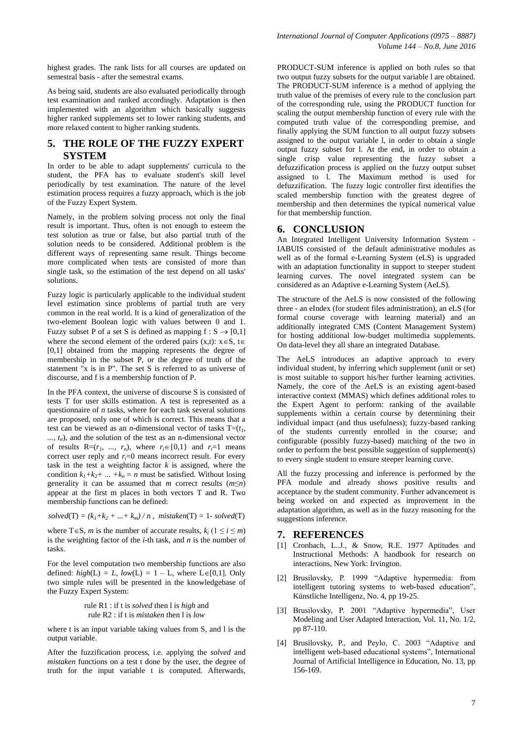highest grades. The rank lists for all courses are updated on semestral basis - after the semestral exams.

As being said, students are also evaluated periodically through test examination and ranked accordingly. Adaptation is then implemented with an algorithm which basically suggests higher ranked supplements set to lower ranking students, and more relaxed content to higher ranking students.

## 5. THE ROLE OF THE FUZZY EXPERT SYSTEM

In order to be able to adapt supplements' curricula to the student, the PFA has to evaluate student's skill level periodically by test examination. The nature of the level estimation process requires a fuzzy approach, which is the job of the Fuzzy Expert System.

Namely, in the problem solving process not only the final result is important. Thus, often is not enough to esteem the test solution as true or false, but also partial truth of the solution needs to be considered. Additional problem is the different ways of representing same result. Things become more complicated when tests are consisted of more than single task, so the estimation of the test depend on all tasks' solutions.

Fuzzy logic is particularly applicable to the individual student level estimation since problems of partial truth are very common in the real world. It is a kind of generalization of the two-element Boolean logic with values between 0 and 1. Fuzzy subset P of a set S is defined as mapping $f : S \rightarrow [0,1]$ where the second element of the ordered pairs (x,t): $x \in S$, $t \in [0,1]$ obtained from the mapping represents the degree of membership in the subset P, or the degree of truth of the statement "x is in P". The set S is referred to as universe of discourse, and f is a membership function of P.

In the PFA context, the universe of discourse S is consisted of tests T for user skills estimation. A test is represented as a questionnaire of $n$ tasks, where for each task several solutions are proposed, only one of which is correct. This means that a test can be viewed as an $n$-dimensional vector of tasks $T=(t_1, \ldots, t_n)$, and the solution of the test as an n-dimensional vector of results $R=(r_1, \ldots, r_n)$, where $r_i \in \{0,1\}$ and $r_i=1$ means correct user reply and $r_i=0$ means incorrect result. For every task in the test a weighting factor $k$ is assigned, where the condition $k_1+k_2+ \ldots +k_n = n$ must be satisfied. Without losing generality it can be assumed that $m$ correct results ($m \leq n$) appear at the first m places in both vectors T and R. Two membership functions can be defined:

$$solved(T) = (k_1+k_2 + \ldots + k_m) / n, \quad mistaken(T) = 1- solved(T)$$

where $T \in S$, $m$ is the number of accurate results, $k_i$ ($1 \leq i \leq m$) is the weighting factor of the $i$-th task, and $n$ is the number of tasks.

For the level computation two membership functions are also defined: $high(L) = L$, $low(L) = 1 - L$, where $L \in [0,1]$. Only two simple rules will be presented in the knowledgebase of the Fuzzy Expert System:

rule R1 : if t is *solved* then l is *high* and
rule R2 : if t is *mistaken* then l is *low*

where t is an input variable taking values from S, and l is the output variable.

After the fuzzification process, i.e. applying the *solved* and *mistaken* functions on a test t done by the user, the degree of truth for the input variable t is computed. Afterwards, PRODUCT-SUM inference is applied on both rules so that two output fuzzy subsets for the output variable l are obtained. The PRODUCT-SUM inference is a method of applying the truth value of the premises of every rule to the conclusion part of the corresponding rule, using the PRODUCT function for scaling the output membership function of every rule with the computed truth value of the corresponding premise, and finally applying the SUM function to all output fuzzy subsets assigned to the output variable l, in order to obtain a single output fuzzy subset for l. At the end, in order to obtain a single crisp value representing the fuzzy subset a defuzzification process is applied on the fuzzy output subset assigned to l. The Maximum method is used for defuzzification. The fuzzy logic controller first identifies the scaled membership function with the greatest degree of membership and then determines the typical numerical value for that membership function.

## 6. CONCLUSION

An Integrated Intelligent University Information System - IABUIS consisted of the default administrative modules as well as of the formal e-Learning System (eLS) is upgraded with an adaptation functionality in support to steeper student learning curves. The novel integrated system can be considered as an Adaptive e-Learning System (AeLS).

The structure of the AeLS is now consisted of the following three - an eIndex (for student files administration), an eLS (for formal course coverage with learning material) and an additionally integrated CMS (Content Management System) for hosting additional low-budget multimedia supplements. On data-level they all share an integrated Database.

The AeLS introduces an adaptive approach to every individual student, by inferring which supplement (unit or set) is most suitable to support his/her further learning activities. Namely, the core of the AeLS is an existing agent-based interactive context (MMAS) which defines additional roles to the Expert Agent to perform: ranking of the available supplements within a certain course by determining their individual impact (and thus usefulness); fuzzy-based ranking of the students currently enrolled in the course; and configurable (possibly fuzzy-based) matching of the two in order to perform the best possible suggestion of supplement(s) to every single student to ensure steeper learning curve.

All the fuzzy processing and inference is performed by the PFA module and already shows positive results and acceptance by the student community. Further advancement is being worked on and expected as improvement in the adaptation algorithm, as well as in the fuzzy reasoning for the suggestions inference.

## 7. REFERENCES

[1] Cronbach, L.J., & Snow, R.E. 1977 Aptitudes and Instructional Methods: A handbook for research on interactions, New York: Irvington.

[2] Brusilovsky, P. 1999 "Adaptive hypermedia: from intelligent tutoring systems to web-based education", Künstliche Intelligenz, No. 4, pp 19-25.

[3] Brusilovsky, P. 2001 "Adaptive hypermedia", User Modeling and User Adapted Interaction, Vol. 11, No. 1/2, pp 87-110.

[4] Brusilovsky, P., and Peylo, C. 2003 "Adaptive and intelligent web-based educational systems", International Journal of Artificial Intelligence in Education, No. 13, pp 156-169.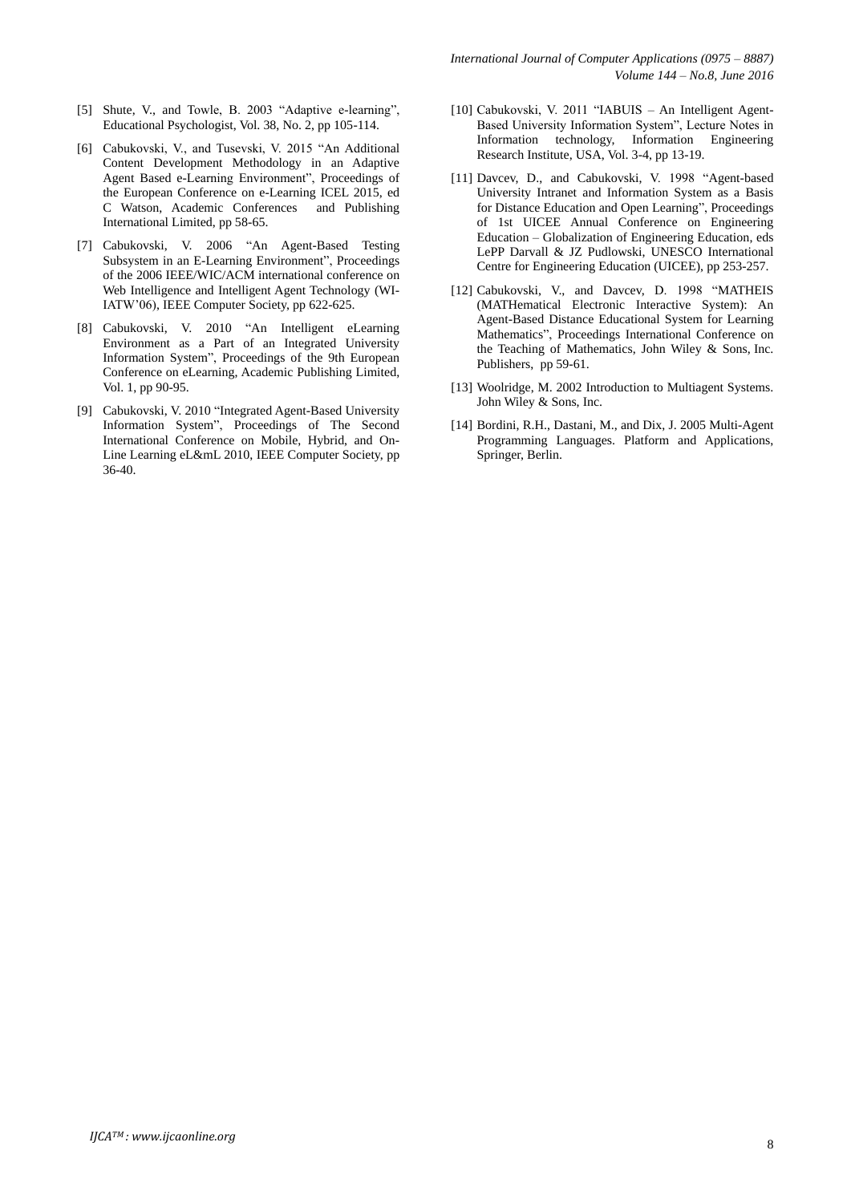[5] Shute, V., and Towle, B. 2003 "Adaptive e-learning", Educational Psychologist, Vol. 38, No. 2, pp 105-114.

[6] Cabukovski, V., and Tusevski, V. 2015 "An Additional Content Development Methodology in an Adaptive Agent Based e-Learning Environment", Proceedings of the European Conference on e-Learning ICEL 2015, ed C Watson, Academic Conferences and Publishing International Limited, pp 58-65.

[7] Cabukovski, V. 2006 "An Agent-Based Testing Subsystem in an E-Learning Environment", Proceedings of the 2006 IEEE/WIC/ACM international conference on Web Intelligence and Intelligent Agent Technology (WI-IATW'06), IEEE Computer Society, pp 622-625.

[8] Cabukovski, V. 2010 "An Intelligent eLearning Environment as a Part of an Integrated University Information System", Proceedings of the 9th European Conference on eLearning, Academic Publishing Limited, Vol. 1, pp 90-95.

[9] Cabukovski, V. 2010 "Integrated Agent-Based University Information System", Proceedings of The Second International Conference on Mobile, Hybrid, and On-Line Learning eL&mL 2010, IEEE Computer Society, pp 36-40.

[10] Cabukovski, V. 2011 "IABUIS – An Intelligent Agent-Based University Information System", Lecture Notes in Information technology, Information Engineering Research Institute, USA, Vol. 3-4, pp 13-19.

[11] Davcev, D., and Cabukovski, V. 1998 "Agent-based University Intranet and Information System as a Basis for Distance Education and Open Learning", Proceedings of 1st UICEE Annual Conference on Engineering Education – Globalization of Engineering Education, eds LePP Darvall & JZ Pudlowski, UNESCO International Centre for Engineering Education (UICEE), pp 253-257.

[12] Cabukovski, V., and Davcev, D. 1998 "MATHEIS (MATHematical Electronic Interactive System): An Agent-Based Distance Educational System for Learning Mathematics", Proceedings International Conference on the Teaching of Mathematics, John Wiley & Sons, Inc. Publishers, pp 59-61.

[13] Woolridge, M. 2002 Introduction to Multiagent Systems. John Wiley & Sons, Inc.

[14] Bordini, R.H., Dastani, M., and Dix, J. 2005 Multi-Agent Programming Languages. Platform and Applications, Springer, Berlin.